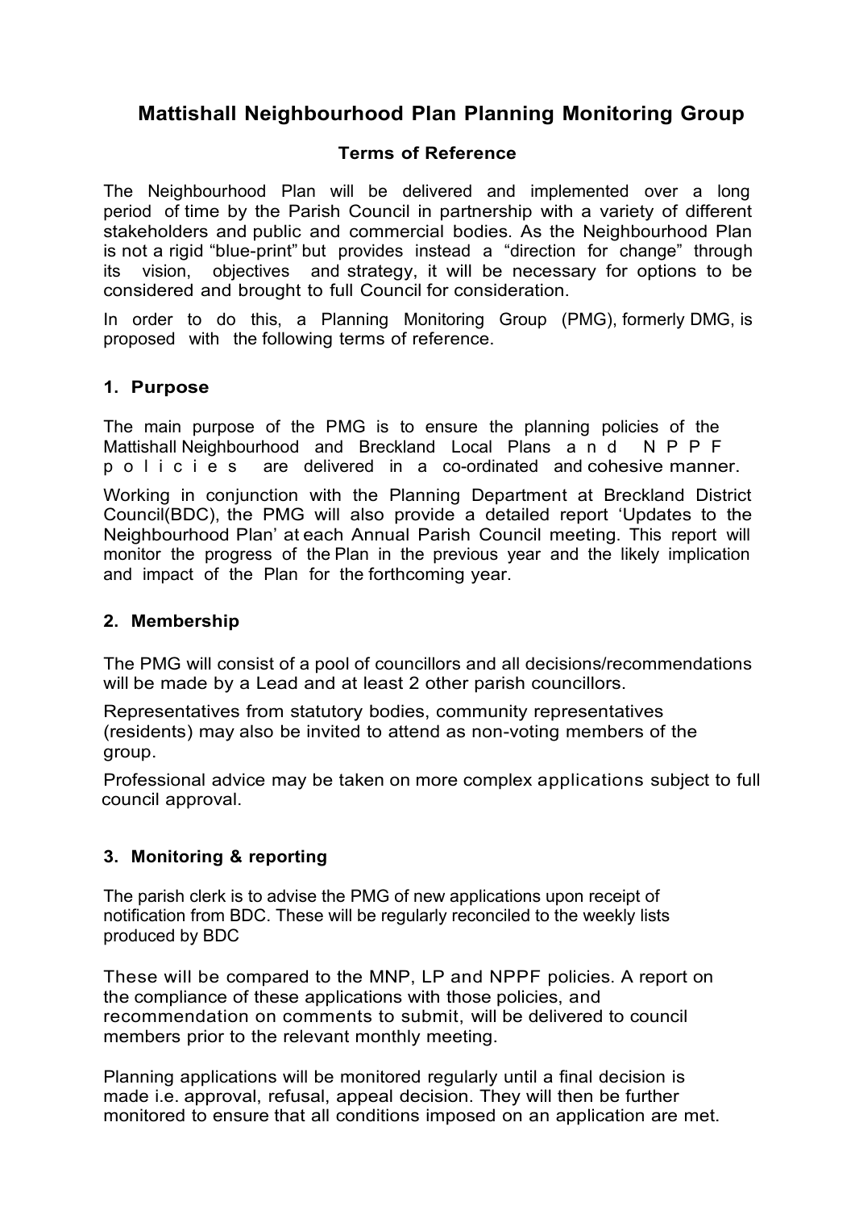# Mattishall Neighbourhood Plan Planning Monitoring Group

## Terms of Reference

The Neighbourhood Plan will be delivered and implemented over a long period of time by the Parish Council in partnership with a variety of different stakeholders and public and commercial bodies. As the Neighbourhood Plan is not a rigid "blue-print" but provides instead a "direction for change" through its vision, objectives and strategy, it will be necessary for options to be considered and brought to full Council for consideration.

In order to do this, a Planning Monitoring Group (PMG), formerly DMG, is proposed with the following terms of reference.

### 1. Purpose

The main purpose of the PMG is to ensure the planning policies of the Mattishall Neighbourhood and Breckland Local Plans and NPPF policies are delivered in a co-ordinated and cohesive manner.

Working in conjunction with the Planning Department at Breckland District Council(BDC), the PMG will also provide a detailed report 'Updates to the Neighbourhood Plan' at each Annual Parish Council meeting. This report will monitor the progress of the Plan in the previous year and the likely implication and impact of the Plan for the forthcoming year.

### 2. Membership

The PMG will consist of a pool of councillors and all decisions/recommendations will be made by a Lead and at least 2 other parish councillors.

Representatives from statutory bodies, community representatives (residents) may also be invited to attend as non-voting members of the group.

Professional advice may be taken on more complex applications subject to full council approval.

### 3. Monitoring & reporting

The parish clerk is to advise the PMG of new applications upon receipt of notification from BDC. These will be regularly reconciled to the weekly lists produced by BDC

These will be compared to the MNP, LP and NPPF policies. A report on the compliance of these applications with those policies, and recommendation on comments to submit, will be delivered to council members prior to the relevant monthly meeting.

Planning applications will be monitored regularly until a final decision is made i.e. approval, refusal, appeal decision. They will then be further monitored to ensure that all conditions imposed on an application are met.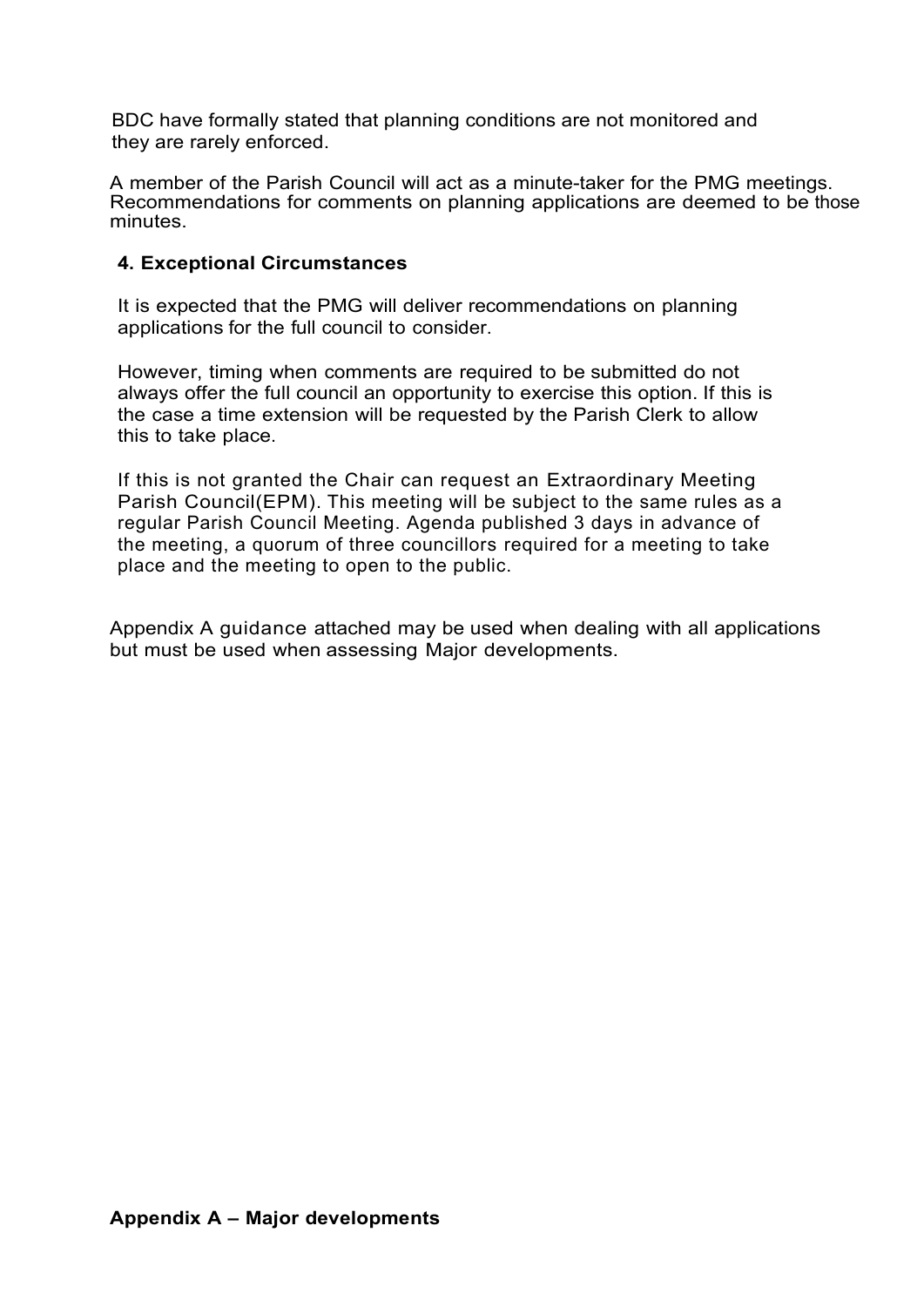BDC have formally stated that planning conditions are not monitored and they are rarely enforced.

A member of the Parish Council will act as a minute-taker for the PMG meetings. Recommendations for comments on planning applications are deemed to be those minutes.

## 4. Exceptional Circumstances

It is expected that the PMG will deliver recommendations on planning applications for the full council to consider.

However, timing when comments are required to be submitted do not always offer the full council an opportunity to exercise this option. If this is the case a time extension will be requested by the Parish Clerk to allow this to take place.

If this is not granted the Chair can request an Extraordinary Meeting Parish Council(EPM). This meeting will be subject to the same rules as a regular Parish Council Meeting. Agenda published 3 days in advance of the meeting, a quorum of three councillors required for a meeting to take place and the meeting to open to the public.

Appendix A guidance attached may be used when dealing with all applications but must be used when assessing Major developments.

**Appendix A – Major developments**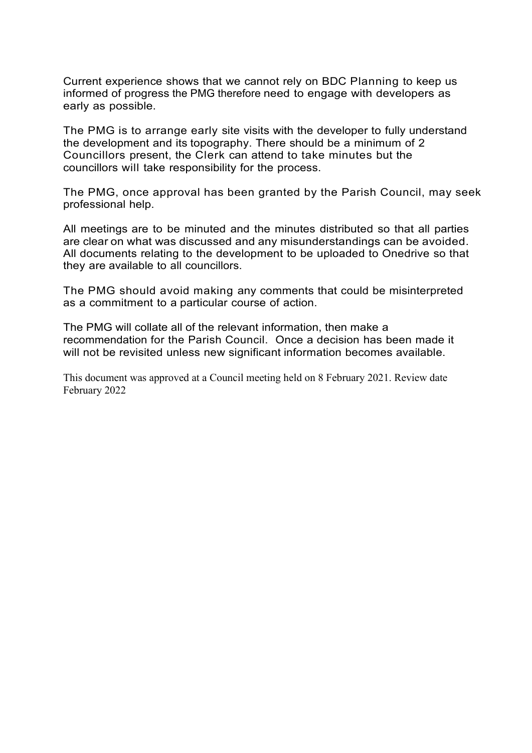Current experience shows that we cannot rely on BDC Planning to keep us informed of progress the PMG therefore need to engage with developers as early as possible.

The PMG is to arrange early site visits with the developer to fully understand the development and its topography. There should be a minimum of 2 Councillors present, the Clerk can attend to take minutes but the councillors will take responsibility for the process.

The PMG, once approval has been granted by the Parish Council, may seek professional help.

All meetings are to be minuted and the minutes distributed so that all parties are clear on what was discussed and any misunderstandings can be avoided. All documents relating to the development to be uploaded to Onedrive so that they are available to all councillors.

The PMG should avoid making any comments that could be misinterpreted as a commitment to a particular course of action.

The PMG will collate all of the relevant information, then make a recommendation for the Parish Council. Once a decision has been made it will not be revisited unless new significant information becomes available.

This document was approved at a Council meeting held on 8 February 2021. Review date February 2022